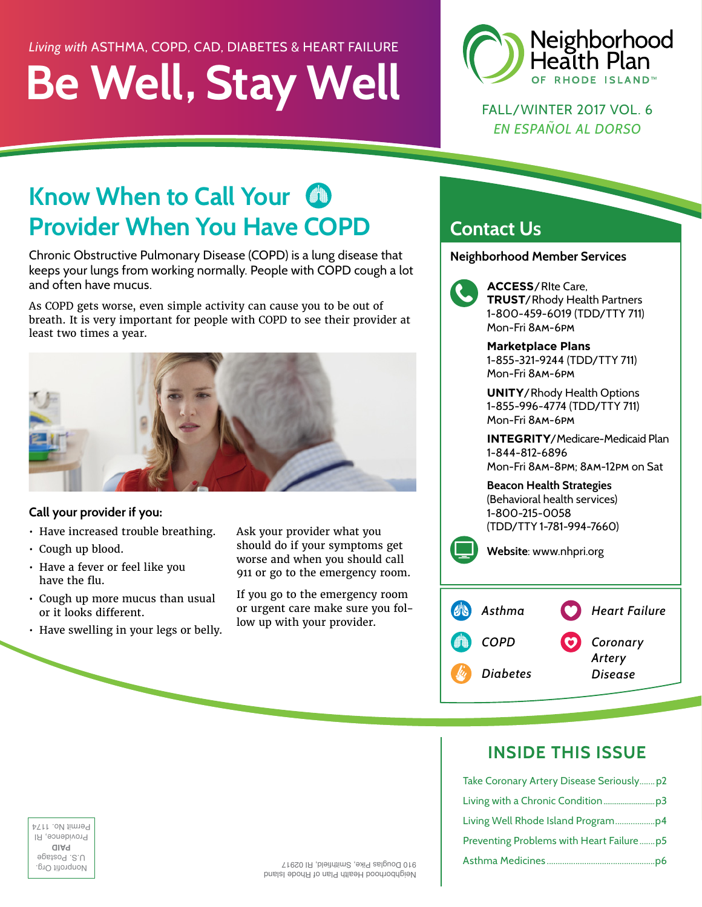*Living with* ASTHMA, COPD, CAD, DIABETES & HEART FAILURE

# Be Well, Stay Well

Neighborhood Health Plan OF RHODE ISLAND™

FALL/WINTER 2017 VOL. 6

*EN ESPAÑOL AL DORSO*

## Know When to Call Your Provider When You Have COPD

Chronic Obstructive Pulmonary Disease (COPD) is a lung disease that keeps your lungs from working normally. People with COPD cough a lot and often have mucus.

As COPD gets worse, even simple activity can cause you to be out of breath. It is very important for people with COPD to see their provider at least two times a year.

**Call your provider if you:**

- Have increased trouble breathing.
- Cough up blood.
- Have a fever or feel like you have the flu.
- Cough up more mucus than usual or it looks different.
- Have swelling in your legs or belly.

Ask your provider what you should do if your symptoms get worse and when you should call 911 or go to the emergency room.

If you go to the emergency room or urgent care make sure you follow up with your provider.

## Contact Us

**Neighborhood Member Services**

**ACCESS**/RIte Care, **TRUST**/Rhody Health Partners
1-800-459-6019 (TDD/TTY 711)
Mon-Fri 8AM-6PM

**Marketplace Plans**
1-855-321-9244 (TDD/TTY 711)
Mon-Fri 8AM-6PM

**UNITY**/Rhody Health Options
1-855-996-4774 (TDD/TTY 711)
Mon-Fri 8AM-6PM

**INTEGRITY**/Medicare-Medicaid Plan
1-844-812-6896
Mon-Fri 8AM-8PM; 8AM-12PM on Sat

**Beacon Health Strategies**
(Behavioral health services)
1-800-215-0058
(TDD/TTY 1-781-994-7660)

**Website**: www.nhpri.org

*Asthma* · *Heart Failure* · *COPD* · *Coronary Artery Disease* · *Diabetes*

## INSIDE THIS ISSUE

- Take Coronary Artery Disease Seriously....... p2
- Living with a Chronic Condition....... p3
- Living Well Rhode Island Program....... p4
- Preventing Problems with Heart Failure....... p5
- Asthma Medicines....... p6

Neighborhood Health Plan of Rhode Island
910 Douglas Pike, Smithfield, RI 02917

Nonprofit Org.
U.S. Postage
**PAID**
Providence, RI
Permit No. 1174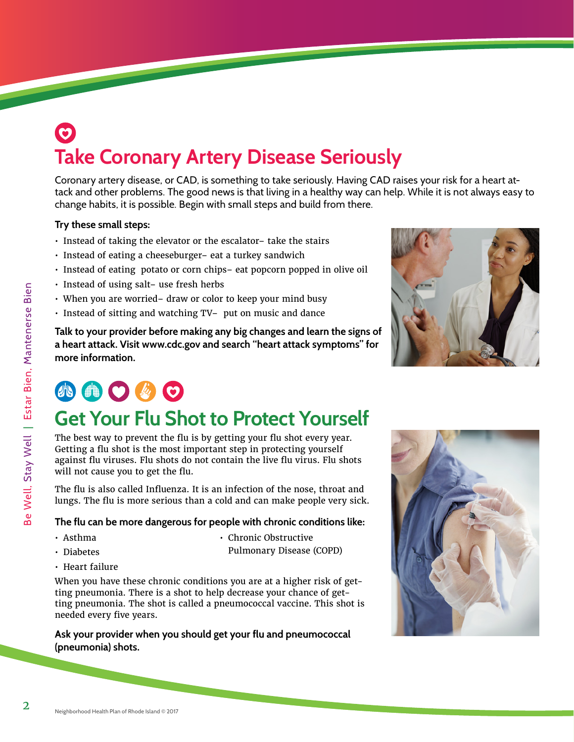# Take Coronary Artery Disease Seriously

Coronary artery disease, or CAD, is something to take seriously. Having CAD raises your risk for a heart attack and other problems. The good news is that living in a healthy way can help. While it is not always easy to change habits, it is possible. Begin with small steps and build from there.

**Try these small steps:**

- Instead of taking the elevator or the escalator– take the stairs
- Instead of eating a cheeseburger– eat a turkey sandwich
- Instead of eating potato or corn chips– eat popcorn popped in olive oil
- Instead of using salt– use fresh herbs
- When you are worried– draw or color to keep your mind busy
- Instead of sitting and watching TV– put on music and dance

**Talk to your provider before making any big changes and learn the signs of a heart attack. Visit www.cdc.gov and search "heart attack symptoms" for more information.**

# Get Your Flu Shot to Protect Yourself

The best way to prevent the flu is by getting your flu shot every year. Getting a flu shot is the most important step in protecting yourself against flu viruses. Flu shots do not contain the live flu virus. Flu shots will not cause you to get the flu.

The flu is also called Influenza. It is an infection of the nose, throat and lungs. The flu is more serious than a cold and can make people very sick.

**The flu can be more dangerous for people with chronic conditions like:**

- Asthma
- Diabetes
- Heart failure
- Chronic Obstructive Pulmonary Disease (COPD)

When you have these chronic conditions you are at a higher risk of getting pneumonia. There is a shot to help decrease your chance of getting pneumonia. The shot is called a pneumococcal vaccine. This shot is needed every five years.

**Ask your provider when you should get your flu and pneumococcal (pneumonia) shots.**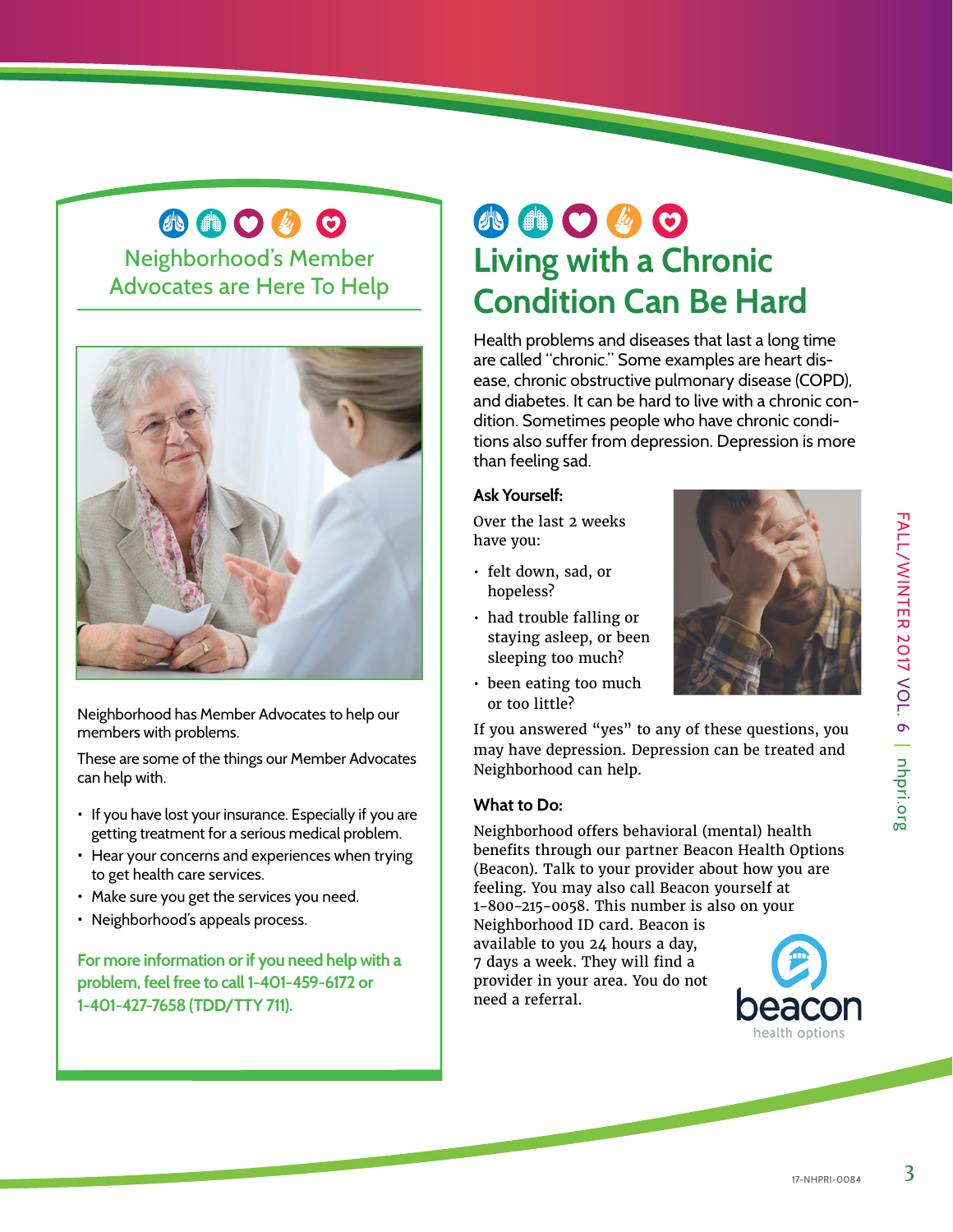## Neighborhood's Member Advocates are Here To Help

Neighborhood has Member Advocates to help our members with problems.

These are some of the things our Member Advocates can help with.

- If you have lost your insurance. Especially if you are getting treatment for a serious medical problem.
- Hear your concerns and experiences when trying to get health care services.
- Make sure you get the services you need.
- Neighborhood's appeals process.

**For more information or if you need help with a problem, feel free to call 1-401-459-6172 or 1-401-427-7658 (TDD/TTY 711).**

## Living with a Chronic Condition Can Be Hard

Health problems and diseases that last a long time are called "chronic." Some examples are heart disease, chronic obstructive pulmonary disease (COPD), and diabetes. It can be hard to live with a chronic condition. Sometimes people who have chronic conditions also suffer from depression. Depression is more than feeling sad.

### Ask Yourself:

Over the last 2 weeks have you:

- felt down, sad, or hopeless?
- had trouble falling or staying asleep, or been sleeping too much?
- been eating too much or too little?

If you answered "yes" to any of these questions, you may have depression. Depression can be treated and Neighborhood can help.

### What to Do:

Neighborhood offers behavioral (mental) health benefits through our partner Beacon Health Options (Beacon). Talk to your provider about how you are feeling. You may also call Beacon yourself at 1-800-215-0058. This number is also on your Neighborhood ID card. Beacon is available to you 24 hours a day, 7 days a week. They will find a provider in your area. You do not need a referral.

17-NHPRI-0084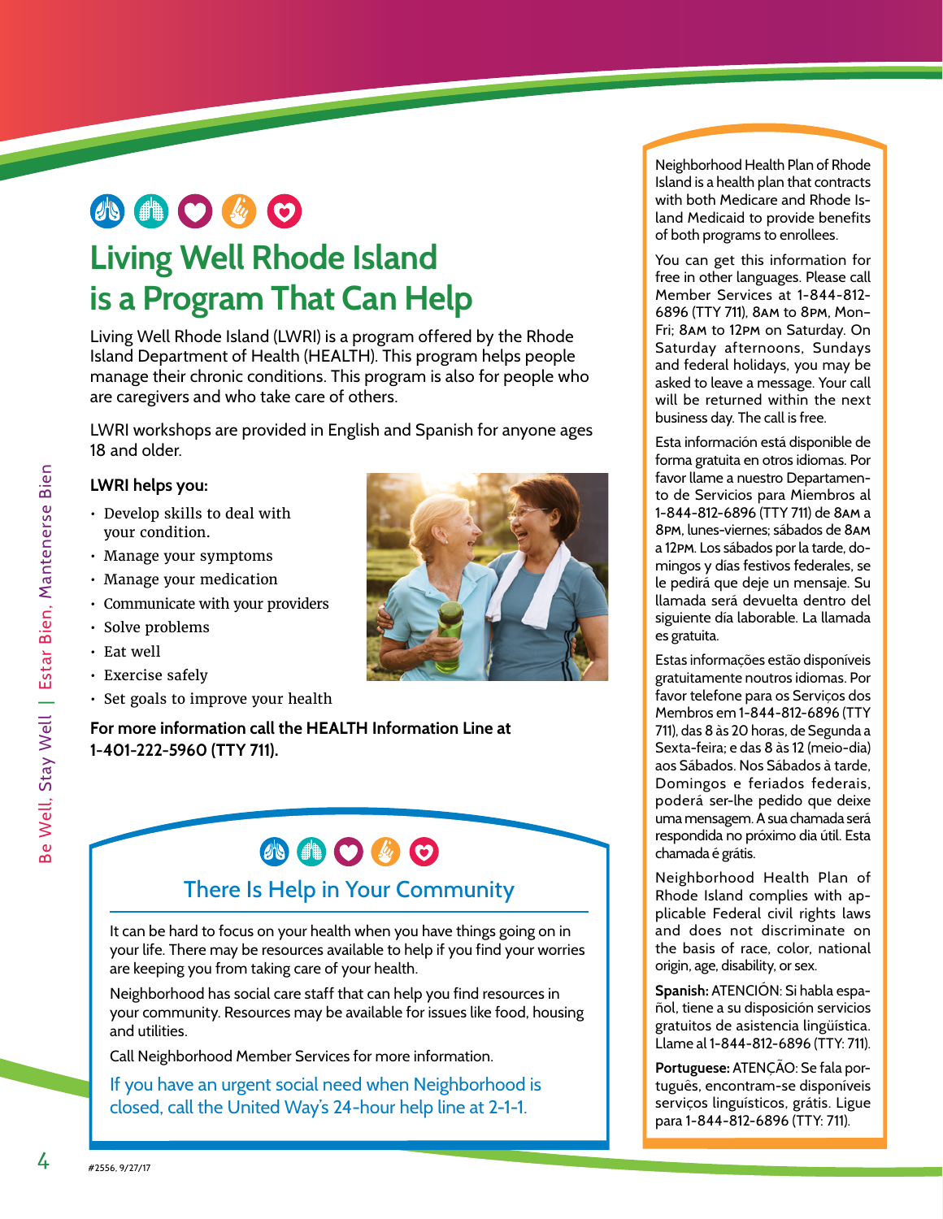# Living Well Rhode Island is a Program That Can Help

Living Well Rhode Island (LWRI) is a program offered by the Rhode Island Department of Health (HEALTH). This program helps people manage their chronic conditions. This program is also for people who are caregivers and who take care of others.

LWRI workshops are provided in English and Spanish for anyone ages 18 and older.

**LWRI helps you:**

- Develop skills to deal with your condition.
- Manage your symptoms
- Manage your medication
- Communicate with your providers
- Solve problems
- Eat well
- Exercise safely
- Set goals to improve your health

**For more information call the HEALTH Information Line at 1-401-222-5960 (TTY 711).**

## There Is Help in Your Community

It can be hard to focus on your health when you have things going on in your life. There may be resources available to help if you find your worries are keeping you from taking care of your health.

Neighborhood has social care staff that can help you find resources in your community. Resources may be available for issues like food, housing and utilities.

Call Neighborhood Member Services for more information.

If you have an urgent social need when Neighborhood is closed, call the United Way's 24-hour help line at 2-1-1.

---

Neighborhood Health Plan of Rhode Island is a health plan that contracts with both Medicare and Rhode Island Medicaid to provide benefits of both programs to enrollees.

You can get this information for free in other languages. Please call Member Services at 1-844-812-6896 (TTY 711), 8AM to 8PM, Mon–Fri; 8AM to 12PM on Saturday. On Saturday afternoons, Sundays and federal holidays, you may be asked to leave a message. Your call will be returned within the next business day. The call is free.

Esta información está disponible de forma gratuita en otros idiomas. Por favor llame a nuestro Departamento de Servicios para Miembros al 1-844-812-6896 (TTY 711) de 8AM a 8PM, lunes-viernes; sábados de 8AM a 12PM. Los sábados por la tarde, domingos y días festivos federales, se le pedirá que deje un mensaje. Su llamada será devuelta dentro del siguiente día laborable. La llamada es gratuita.

Estas informações estão disponíveis gratuitamente noutros idiomas. Por favor telefone para os Serviços dos Membros em 1-844-812-6896 (TTY 711), das 8 às 20 horas, de Segunda a Sexta-feira; e das 8 às 12 (meio-dia) aos Sábados. Nos Sábados à tarde, Domingos e feriados federais, poderá ser-lhe pedido que deixe uma mensagem. A sua chamada será respondida no próximo dia útil. Esta chamada é grátis.

Neighborhood Health Plan of Rhode Island complies with applicable Federal civil rights laws and does not discriminate on the basis of race, color, national origin, age, disability, or sex.

**Spanish:** ATENCIÓN: Si habla español, tiene a su disposición servicios gratuitos de asistencia lingüística. Llame al 1-844-812-6896 (TTY: 711).

**Portuguese:** ATENÇÃO: Se fala português, encontram-se disponíveis serviços linguísticos, grátis. Ligue para 1-844-812-6896 (TTY: 711).

#2556, 9/27/17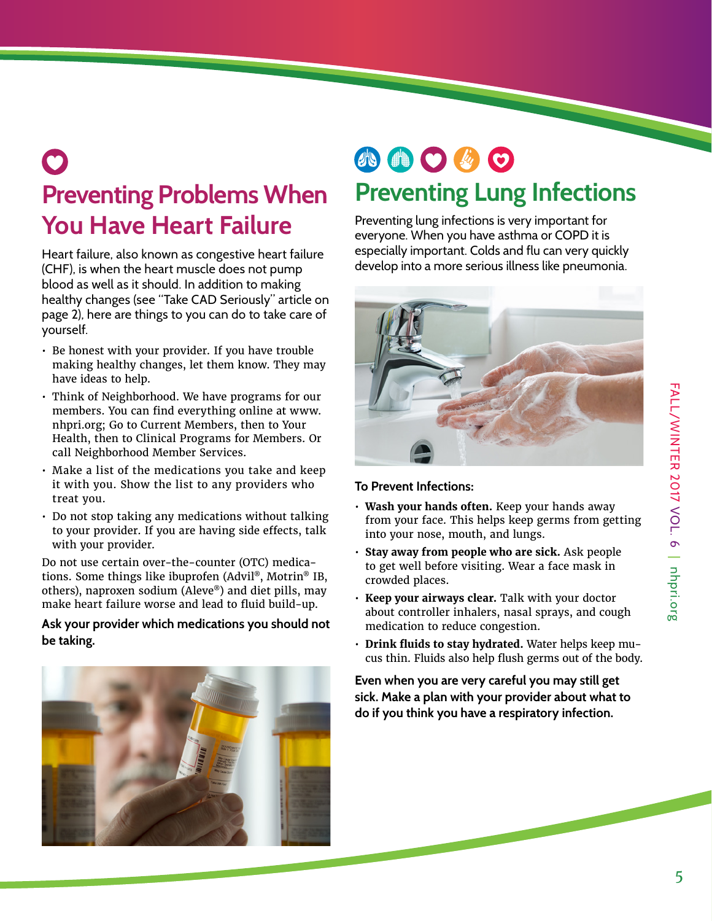## Preventing Problems When You Have Heart Failure

Heart failure, also known as congestive heart failure (CHF), is when the heart muscle does not pump blood as well as it should. In addition to making healthy changes (see "Take CAD Seriously" article on page 2), here are things to you can do to take care of yourself.

- Be honest with your provider. If you have trouble making healthy changes, let them know. They may have ideas to help.
- Think of Neighborhood. We have programs for our members. You can find everything online at www.nhpri.org; Go to Current Members, then to Your Health, then to Clinical Programs for Members. Or call Neighborhood Member Services.
- Make a list of the medications you take and keep it with you. Show the list to any providers who treat you.
- Do not stop taking any medications without talking to your provider. If you are having side effects, talk with your provider.

Do not use certain over-the-counter (OTC) medications. Some things like ibuprofen (Advil®, Motrin® IB, others), naproxen sodium (Aleve®) and diet pills, may make heart failure worse and lead to fluid build-up.

**Ask your provider which medications you should not be taking.**

## Preventing Lung Infections

Preventing lung infections is very important for everyone. When you have asthma or COPD it is especially important. Colds and flu can very quickly develop into a more serious illness like pneumonia.

**To Prevent Infections:**

- **Wash your hands often.** Keep your hands away from your face. This helps keep germs from getting into your nose, mouth, and lungs.
- **Stay away from people who are sick.** Ask people to get well before visiting. Wear a face mask in crowded places.
- **Keep your airways clear.** Talk with your doctor about controller inhalers, nasal sprays, and cough medication to reduce congestion.
- **Drink fluids to stay hydrated.** Water helps keep mucus thin. Fluids also help flush germs out of the body.

**Even when you are very careful you may still get sick. Make a plan with your provider about what to do if you think you have a respiratory infection.**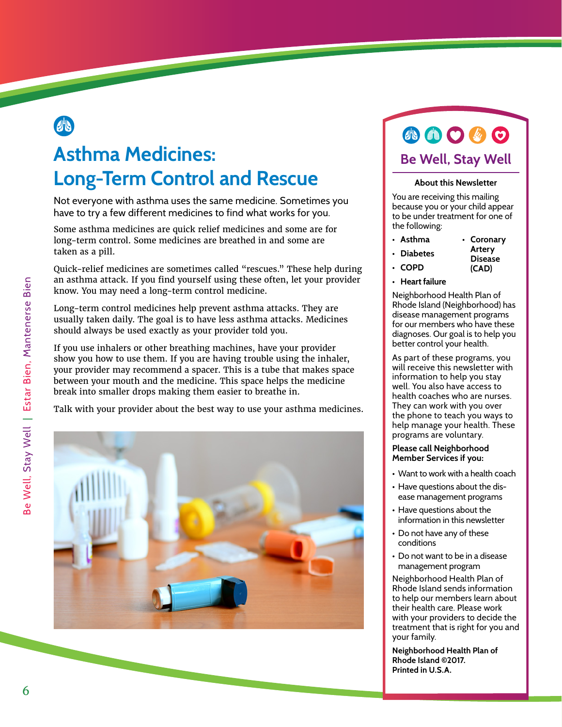# Asthma Medicines: Long-Term Control and Rescue

Not everyone with asthma uses the same medicine. Sometimes you have to try a few different medicines to find what works for you.

Some asthma medicines are quick relief medicines and some are for long-term control. Some medicines are breathed in and some are taken as a pill.

Quick-relief medicines are sometimes called “rescues.” These help during an asthma attack. If you find yourself using these often, let your provider know. You may need a long-term control medicine.

Long-term control medicines help prevent asthma attacks. They are usually taken daily. The goal is to have less asthma attacks. Medicines should always be used exactly as your provider told you.

If you use inhalers or other breathing machines, have your provider show you how to use them. If you are having trouble using the inhaler, your provider may recommend a spacer. This is a tube that makes space between your mouth and the medicine. This space helps the medicine break into smaller drops making them easier to breathe in.

Talk with your provider about the best way to use your asthma medicines.

## Be Well, Stay Well

**About this Newsletter**

You are receiving this mailing because you or your child appear to be under treatment for one of the following:

- **Asthma**
- **Diabetes**
- **COPD**
- **Heart failure**
- **Coronary Artery Disease (CAD)**

Neighborhood Health Plan of Rhode Island (Neighborhood) has disease management programs for our members who have these diagnoses. Our goal is to help you better control your health.

As part of these programs, you will receive this newsletter with information to help you stay well. You also have access to health coaches who are nurses. They can work with you over the phone to teach you ways to help manage your health. These programs are voluntary.

**Please call Neighborhood Member Services if you:**

- Want to work with a health coach
- Have questions about the disease management programs
- Have questions about the information in this newsletter
- Do not have any of these conditions
- Do not want to be in a disease management program

Neighborhood Health Plan of Rhode Island sends information to help our members learn about their health care. Please work with your providers to decide the treatment that is right for you and your family.

**Neighborhood Health Plan of Rhode Island ©2017. Printed in U.S.A.**